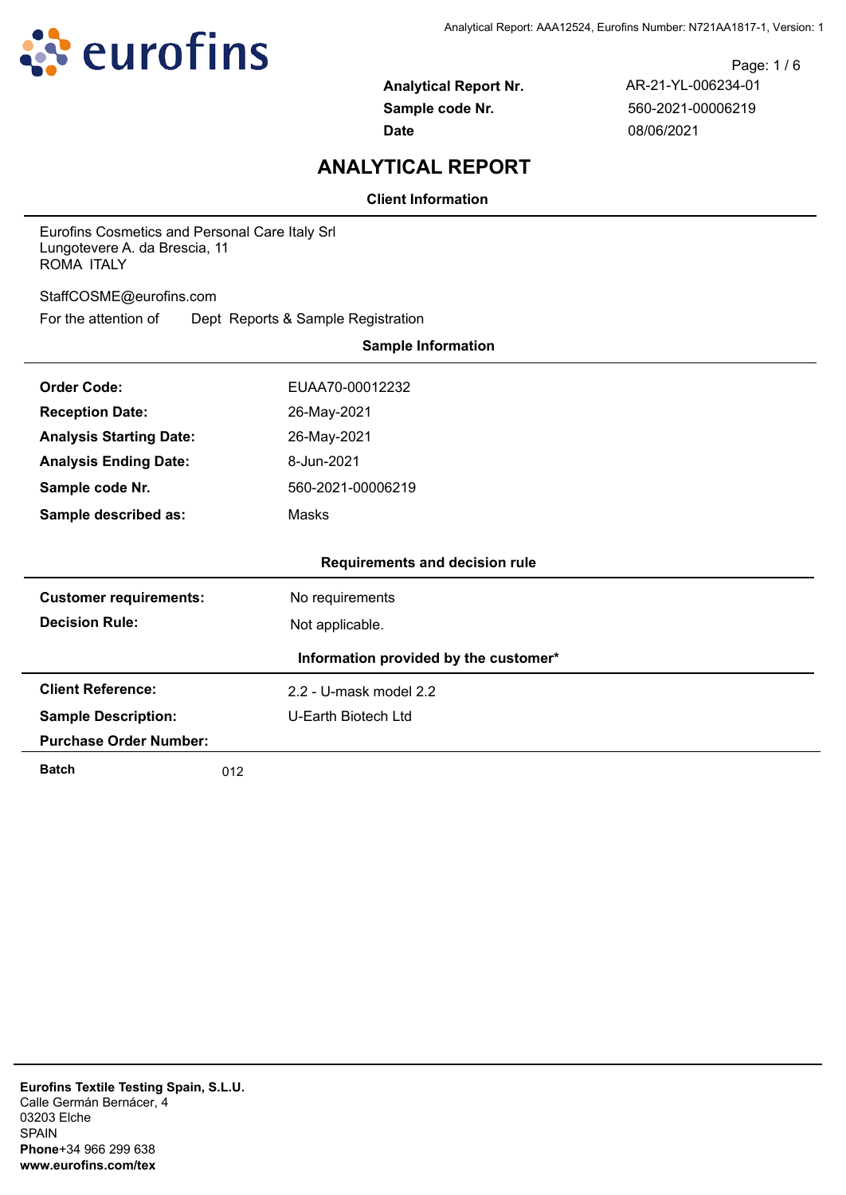| | |
|---|---|
| **Analytical Report Nr.** | AR-21-YL-006234-01 |
| **Sample code Nr.** | 560-2021-00006219 |
| **Date** | 08/06/2021 |

# ANALYTICAL REPORT

### Client Information

Eurofins Cosmetics and Personal Care Italy Srl
Lungotevere A. da Brescia, 11
ROMA ITALY

StaffCOSME@eurofins.com

For the attention of Dept Reports & Sample Registration

### Sample Information

| | |
|---|---|
| **Order Code:** | EUAA70-00012232 |
| **Reception Date:** | 26-May-2021 |
| **Analysis Starting Date:** | 26-May-2021 |
| **Analysis Ending Date:** | 8-Jun-2021 |
| **Sample code Nr.** | 560-2021-00006219 |
| **Sample described as:** | Masks |

### Requirements and decision rule

| | |
|---|---|
| **Customer requirements:** | No requirements |
| **Decision Rule:** | Not applicable. |

### Information provided by the customer*

| | |
|---|---|
| **Client Reference:** | 2.2 - U-mask model 2.2 |
| **Sample Description:** | U-Earth Biotech Ltd |
| **Purchase Order Number:** | |

| | |
|---|---|
| **Batch** | 012 |

**Eurofins Textile Testing Spain, S.L.U.**
Calle Germán Bernácer, 4
03203 Elche
SPAIN
**Phone**+34 966 299 638
**www.eurofins.com/tex**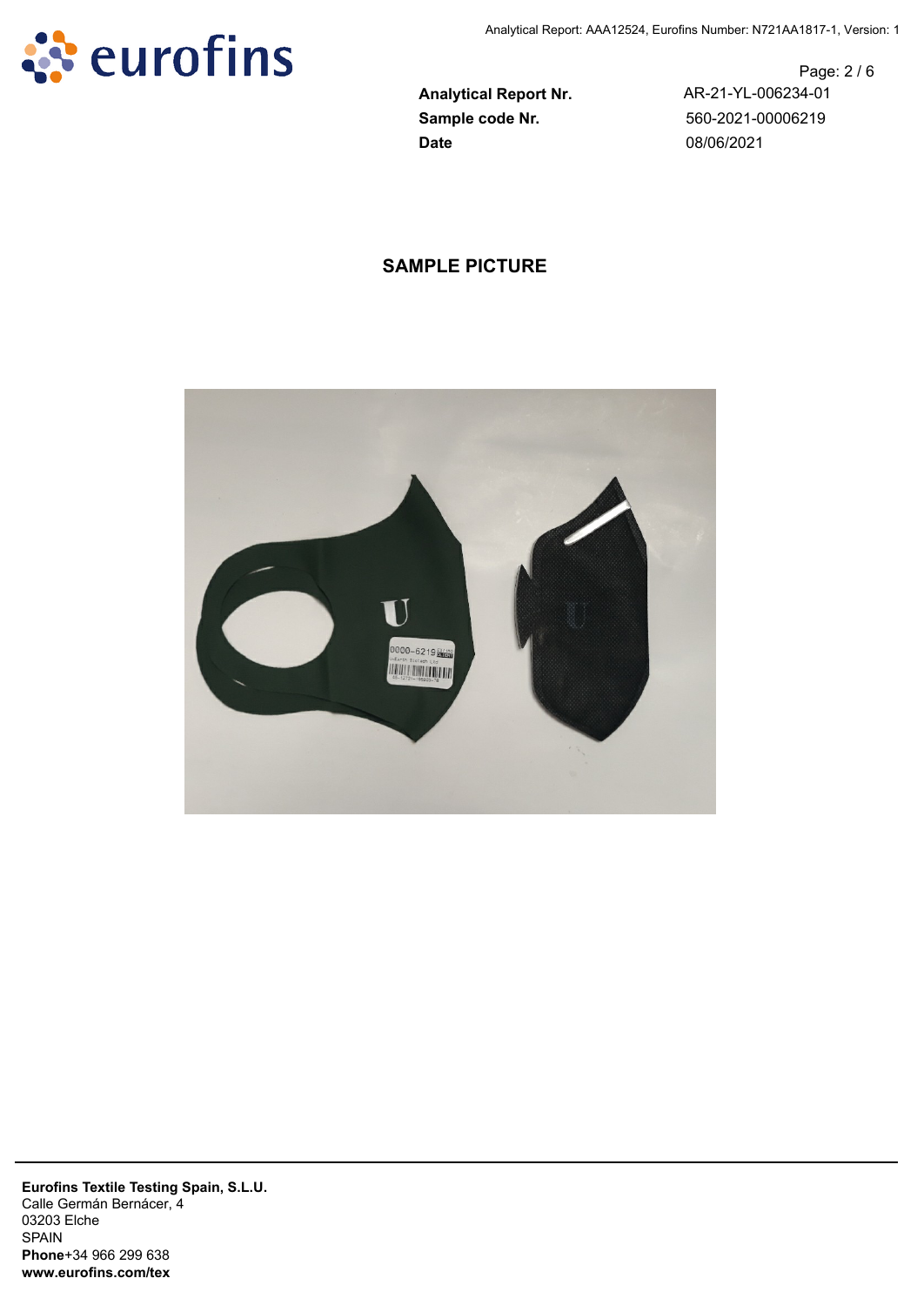| | |
|---|---|
| **Analytical Report Nr.** | AR-21-YL-006234-01 |
| **Sample code Nr.** | 560-2021-00006219 |
| **Date** | 08/06/2021 |

## SAMPLE PICTURE

**Eurofins Textile Testing Spain, S.L.U.**
Calle Germán Bernácer, 4
03203 Elche
SPAIN
**Phone**+34 966 299 638
**www.eurofins.com/tex**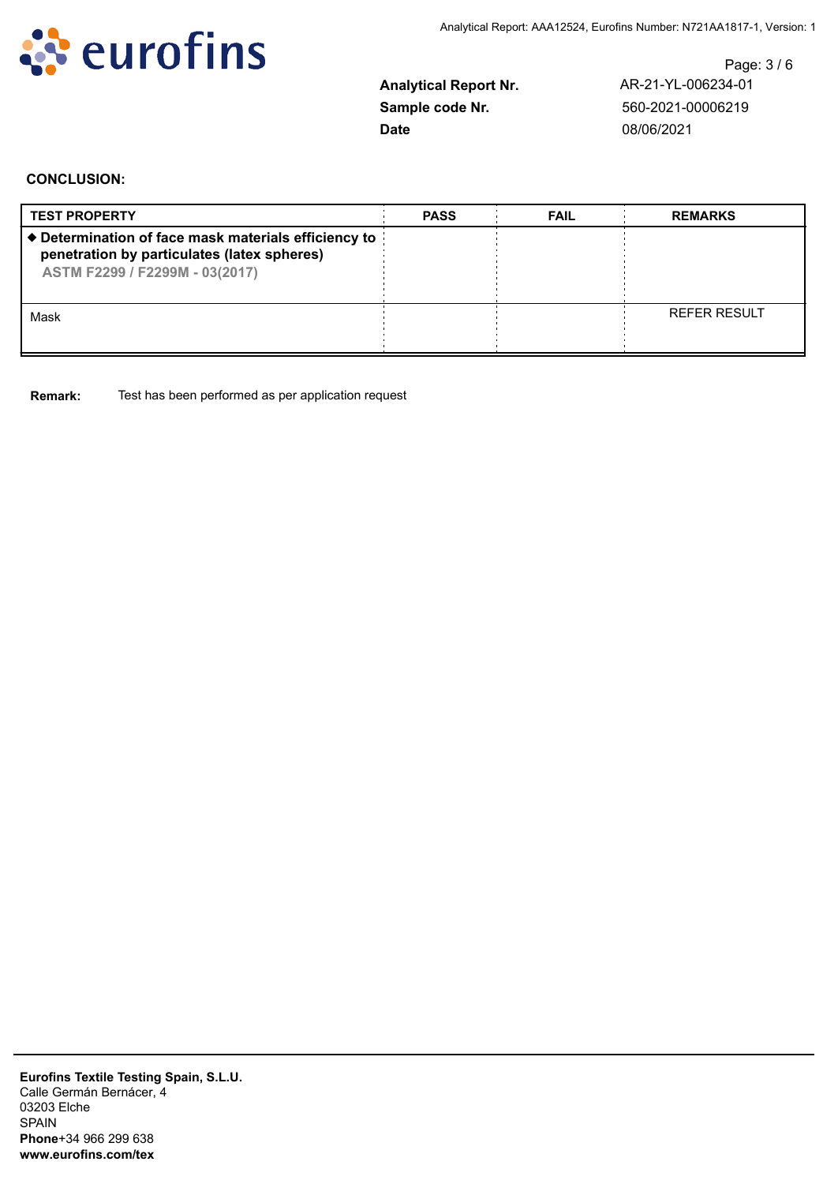| Analytical Report Nr. | AR-21-YL-006234-01 |
|---|---|
| Sample code Nr. | 560-2021-00006219 |
| Date | 08/06/2021 |

**CONCLUSION:**

| TEST PROPERTY | PASS | FAIL | REMARKS |
|---|---|---|---|
| ◆ **Determination of face mask materials efficiency to penetration by particulates (latex spheres)** **ASTM F2299 / F2299M - 03(2017)** | | | |
| Mask | | | REFER RESULT |

**Remark:** Test has been performed as per application request

**Eurofins Textile Testing Spain, S.L.U.**
Calle Germán Bernácer, 4
03203 Elche
SPAIN
**Phone**+34 966 299 638
**www.eurofins.com/tex**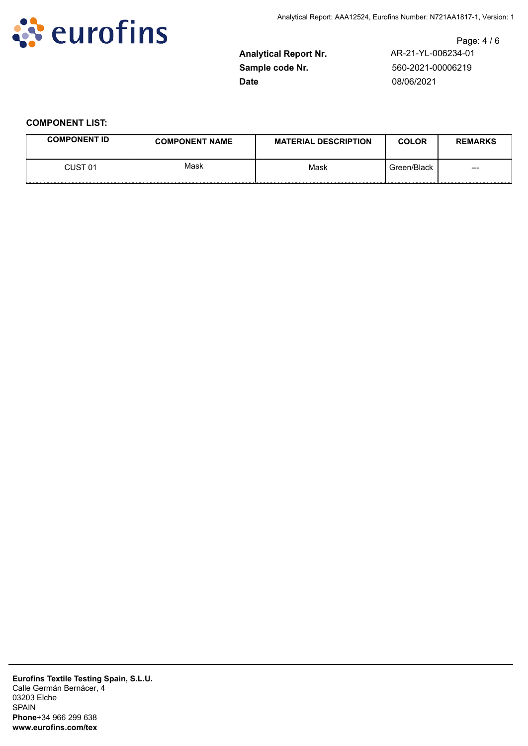| | |
|---|---|
| **Analytical Report Nr.** | AR-21-YL-006234-01 |
| **Sample code Nr.** | 560-2021-00006219 |
| **Date** | 08/06/2021 |

**COMPONENT LIST:**

| COMPONENT ID | COMPONENT NAME | MATERIAL DESCRIPTION | COLOR | REMARKS |
|---|---|---|---|---|
| CUST 01 | Mask | Mask | Green/Black | --- |

**Eurofins Textile Testing Spain, S.L.U.**
Calle Germán Bernácer, 4
03203 Elche
SPAIN
**Phone**+34 966 299 638
**www.eurofins.com/tex**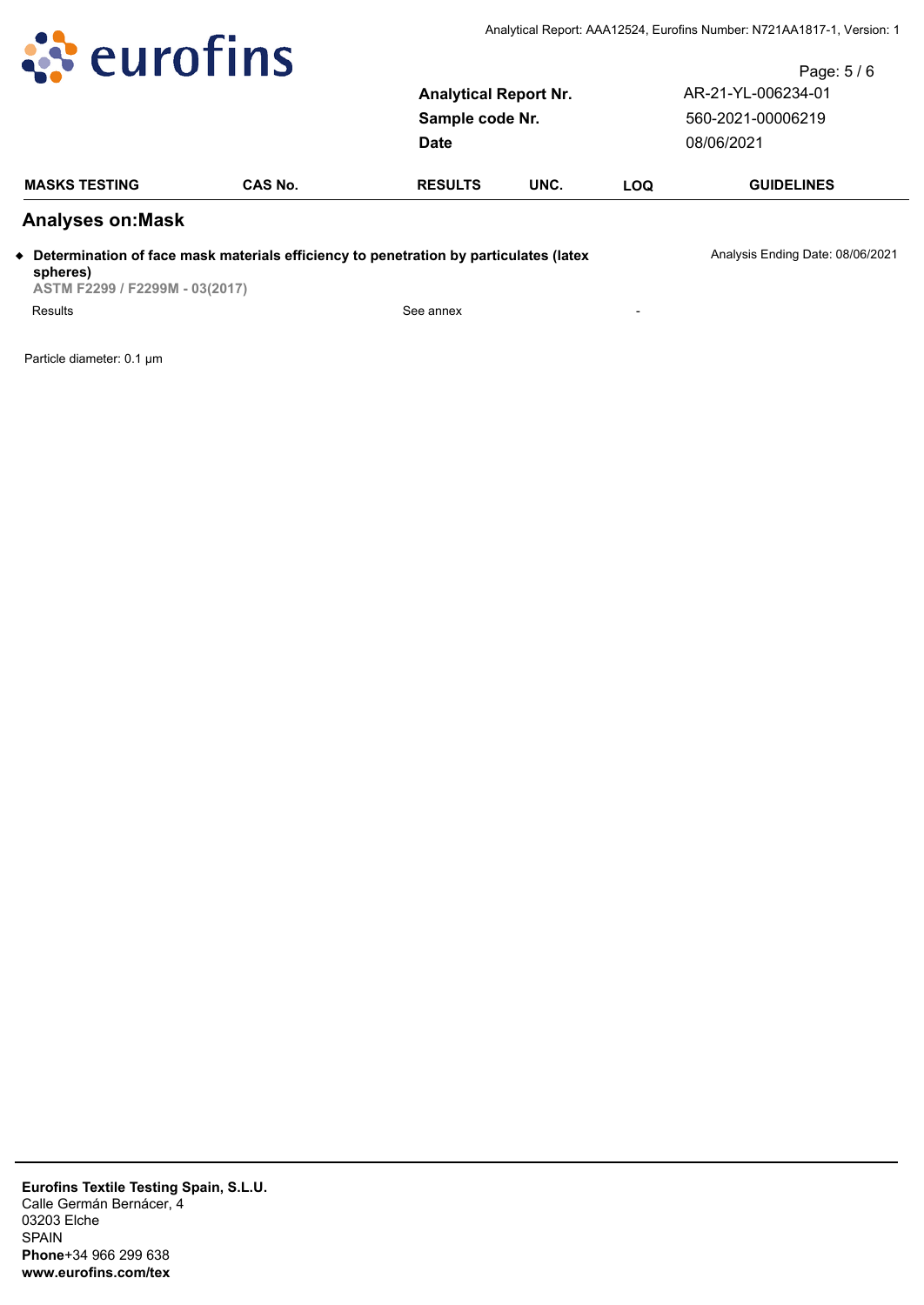| | |
|---|---|
| **Analytical Report Nr.** | AR-21-YL-006234-01 |
| **Sample code Nr.** | 560-2021-00006219 |
| **Date** | 08/06/2021 |

| MASKS TESTING | CAS No. | RESULTS | UNC. | LOQ | GUIDELINES |
|---|---|---|---|---|---|

## Analyses on:Mask

- **Determination of face mask materials efficiency to penetration by particulates (latex spheres)**
  ASTM F2299 / F2299M - 03(2017)

Analysis Ending Date: 08/06/2021

| MASKS TESTING | CAS No. | RESULTS | UNC. | LOQ | GUIDELINES |
|---|---|---|---|---|---|
| Results | | See annex | | - | |

Particle diameter: 0.1 µm

**Eurofins Textile Testing Spain, S.L.U.**
Calle Germán Bernácer, 4
03203 Elche
SPAIN
**Phone**+34 966 299 638
**www.eurofins.com/tex**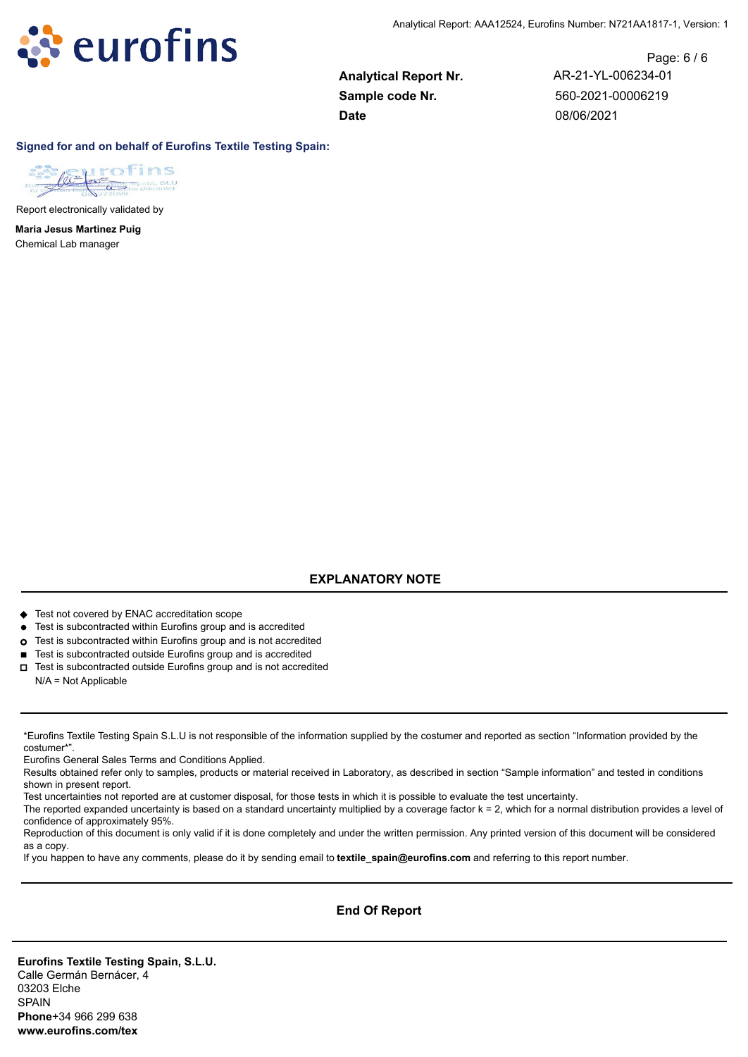| | |
|---|---|
| **Analytical Report Nr.** | AR-21-YL-006234-01 |
| **Sample code Nr.** | 560-2021-00006219 |
| **Date** | 08/06/2021 |

**Signed for and on behalf of Eurofins Textile Testing Spain:**

Report electronically validated by

**Maria Jesus Martinez Puig**
Chemical Lab manager

## EXPLANATORY NOTE

- ◆ Test not covered by ENAC accreditation scope
- ● Test is subcontracted within Eurofins group and is accredited
- o Test is subcontracted within Eurofins group and is not accredited
- ■ Test is subcontracted outside Eurofins group and is accredited
- □ Test is subcontracted outside Eurofins group and is not accredited
- N/A = Not Applicable

*Eurofins Textile Testing Spain S.L.U is not responsible of the information supplied by the costumer and reported as section "Information provided by the costumer*".
Eurofins General Sales Terms and Conditions Applied.
Results obtained refer only to samples, products or material received in Laboratory, as described in section "Sample information" and tested in conditions shown in present report.
Test uncertainties not reported are at customer disposal, for those tests in which it is possible to evaluate the test uncertainty.
The reported expanded uncertainty is based on a standard uncertainty multiplied by a coverage factor k = 2, which for a normal distribution provides a level of confidence of approximately 95%.
Reproduction of this document is only valid if it is done completely and under the written permission. Any printed version of this document will be considered as a copy.
If you happen to have any comments, please do it by sending email to **textile_spain@eurofins.com** and referring to this report number.

**End Of Report**

**Eurofins Textile Testing Spain, S.L.U.**
Calle Germán Bernácer, 4
03203 Elche
SPAIN
**Phone**+34 966 299 638
**www.eurofins.com/tex**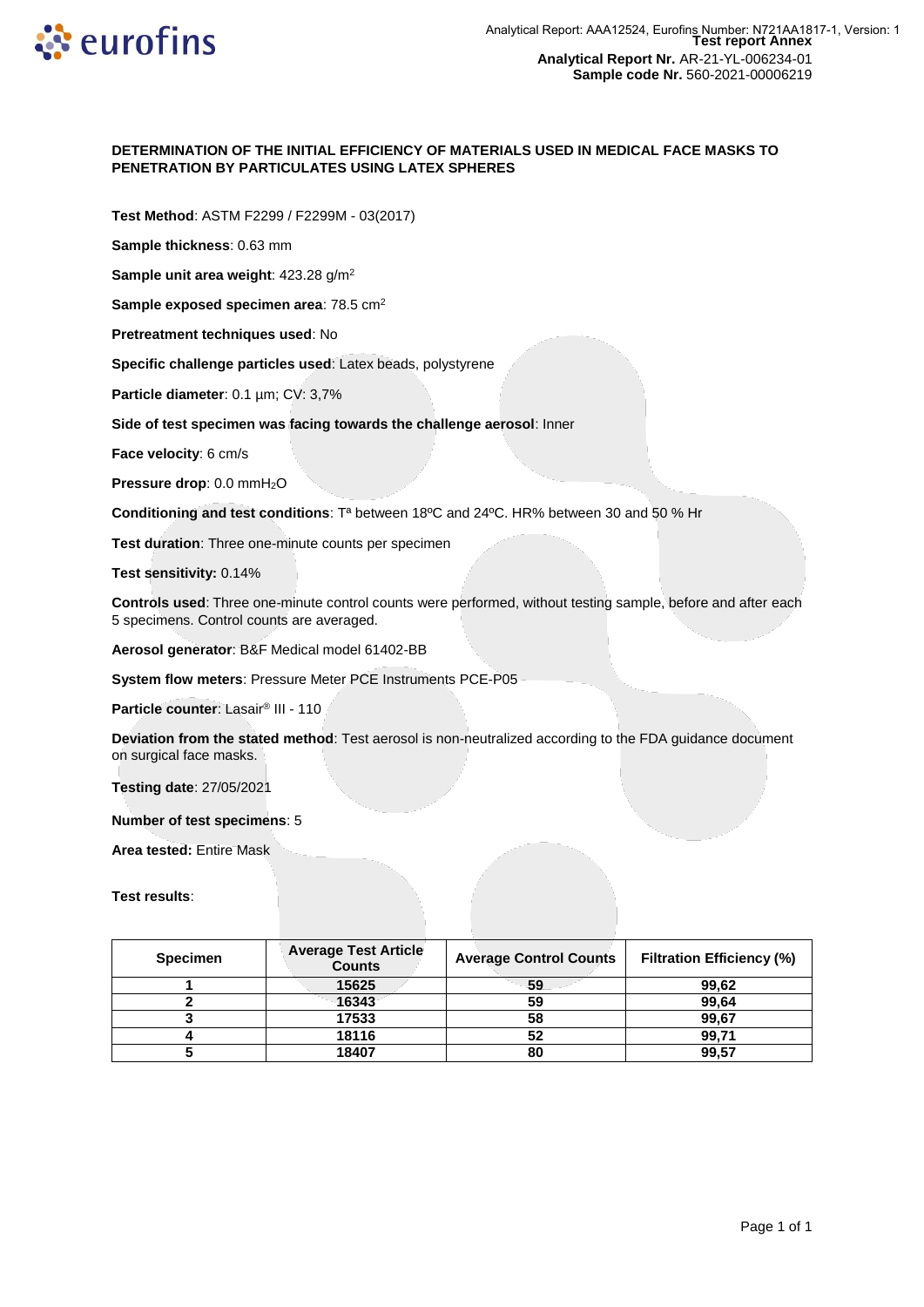**Test report Annex**

**Analytical Report Nr.** AR-21-YL-006234-01
**Sample code Nr.** 560-2021-00006219

**DETERMINATION OF THE INITIAL EFFICIENCY OF MATERIALS USED IN MEDICAL FACE MASKS TO PENETRATION BY PARTICULATES USING LATEX SPHERES**

**Test Method**: ASTM F2299 / F2299M - 03(2017)

**Sample thickness**: 0.63 mm

**Sample unit area weight**: 423.28 g/m$^2$

**Sample exposed specimen area**: 78.5 cm$^2$

**Pretreatment techniques used**: No

**Specific challenge particles used**: Latex beads, polystyrene

**Particle diameter**: 0.1 µm; CV: 3,7%

**Side of test specimen was facing towards the challenge aerosol**: Inner

**Face velocity**: 6 cm/s

**Pressure drop**: 0.0 mm$H_2O$

**Conditioning and test conditions**: Tª between 18ºC and 24ºC. HR% between 30 and 50 % Hr

**Test duration**: Three one-minute counts per specimen

**Test sensitivity:** 0.14%

**Controls used**: Three one-minute control counts were performed, without testing sample, before and after each 5 specimens. Control counts are averaged.

**Aerosol generator**: B&F Medical model 61402-BB

**System flow meters**: Pressure Meter PCE Instruments PCE-P05

**Particle counter**: Lasair® III - 110

**Deviation from the stated method**: Test aerosol is non-neutralized according to the FDA guidance document on surgical face masks.

**Testing date**: 27/05/2021

**Number of test specimens**: 5

**Area tested:** Entire Mask

**Test results**:

| Specimen | Average Test Article Counts | Average Control Counts | Filtration Efficiency (%) |
|---|---|---|---|
| 1 | 15625 | 59 | 99,62 |
| 2 | 16343 | 59 | 99,64 |
| 3 | 17533 | 58 | 99,67 |
| 4 | 18116 | 52 | 99,71 |
| 5 | 18407 | 80 | 99,57 |